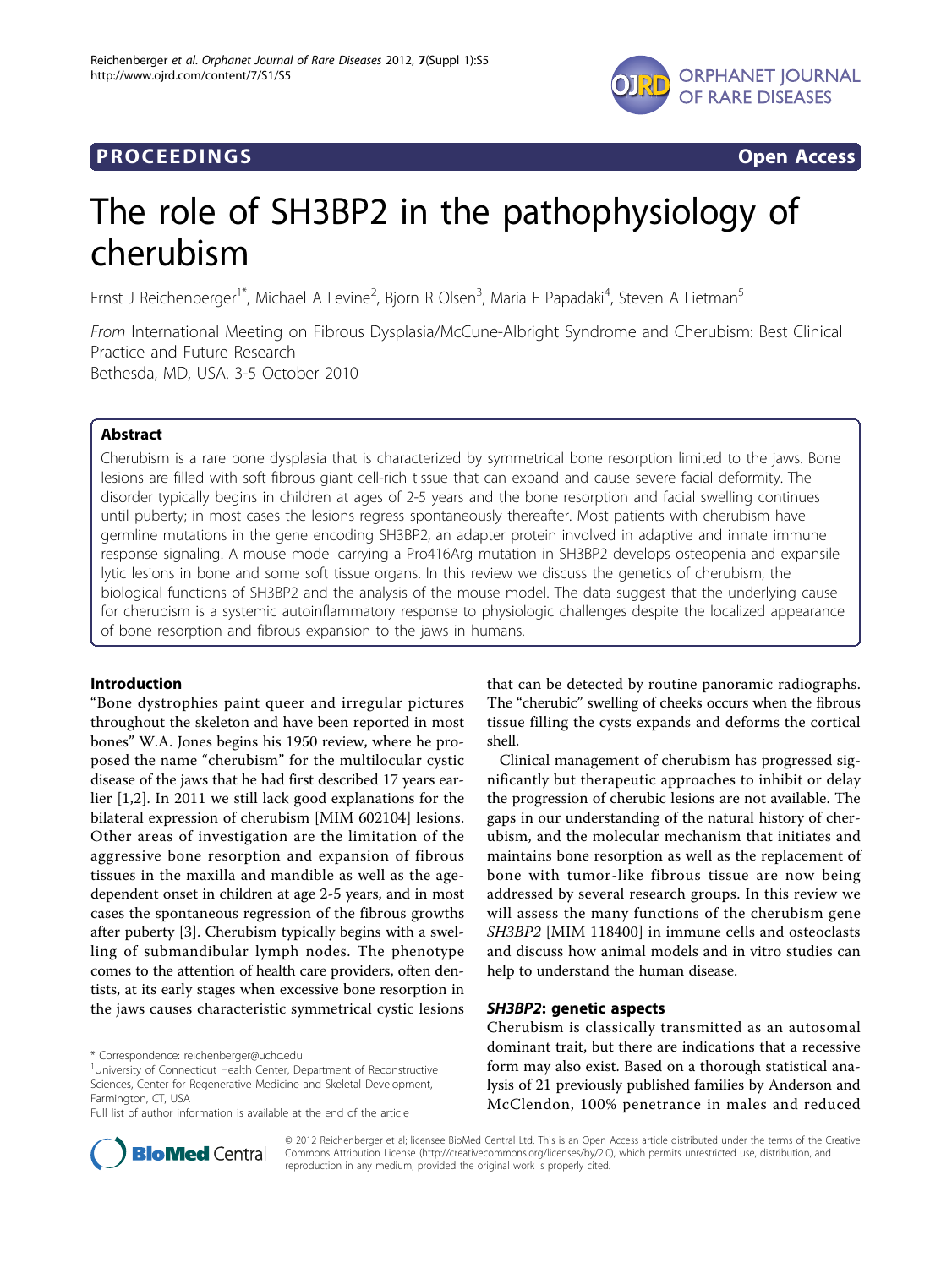**PROCEEDINGS** **Open Access**

# The role of SH3BP2 in the pathophysiology of cherubism

Ernst J Reichenberger[1*], Michael A Levine[2], Bjorn R Olsen[3], Maria E Papadaki[4], Steven A Lietman[5]

*From* International Meeting on Fibrous Dysplasia/McCune-Albright Syndrome and Cherubism: Best Clinical Practice and Future Research
Bethesda, MD, USA. 3-5 October 2010

## Abstract

Cherubism is a rare bone dysplasia that is characterized by symmetrical bone resorption limited to the jaws. Bone lesions are filled with soft fibrous giant cell-rich tissue that can expand and cause severe facial deformity. The disorder typically begins in children at ages of 2-5 years and the bone resorption and facial swelling continues until puberty; in most cases the lesions regress spontaneously thereafter. Most patients with cherubism have germline mutations in the gene encoding SH3BP2, an adapter protein involved in adaptive and innate immune response signaling. A mouse model carrying a Pro416Arg mutation in SH3BP2 develops osteopenia and expansile lytic lesions in bone and some soft tissue organs. In this review we discuss the genetics of cherubism, the biological functions of SH3BP2 and the analysis of the mouse model. The data suggest that the underlying cause for cherubism is a systemic autoinflammatory response to physiologic challenges despite the localized appearance of bone resorption and fibrous expansion to the jaws in humans.

## Introduction

"Bone dystrophies paint queer and irregular pictures throughout the skeleton and have been reported in most bones" W.A. Jones begins his 1950 review, where he proposed the name "cherubism" for the multilocular cystic disease of the jaws that he had first described 17 years earlier [1,2]. In 2011 we still lack good explanations for the bilateral expression of cherubism [MIM 602104] lesions. Other areas of investigation are the limitation of the aggressive bone resorption and expansion of fibrous tissues in the maxilla and mandible as well as the age-dependent onset in children at age 2-5 years, and in most cases the spontaneous regression of the fibrous growths after puberty [3]. Cherubism typically begins with a swelling of submandibular lymph nodes. The phenotype comes to the attention of health care providers, often dentists, at its early stages when excessive bone resorption in the jaws causes characteristic symmetrical cystic lesions that can be detected by routine panoramic radiographs. The "cherubic" swelling of cheeks occurs when the fibrous tissue filling the cysts expands and deforms the cortical shell.

Clinical management of cherubism has progressed significantly but therapeutic approaches to inhibit or delay the progression of cherubic lesions are not available. The gaps in our understanding of the natural history of cherubism, and the molecular mechanism that initiates and maintains bone resorption as well as the replacement of bone with tumor-like fibrous tissue are now being addressed by several research groups. In this review we will assess the many functions of the cherubism gene *SH3BP2* [MIM 118400] in immune cells and osteoclasts and discuss how animal models and in vitro studies can help to understand the human disease.

### *SH3BP2*: genetic aspects

Cherubism is classically transmitted as an autosomal dominant trait, but there are indications that a recessive form may also exist. Based on a thorough statistical analysis of 21 previously published families by Anderson and McClendon, 100% penetrance in males and reduced

---

\* Correspondence: reichenberger@uchc.edu
[1]University of Connecticut Health Center, Department of Reconstructive Sciences, Center for Regenerative Medicine and Skeletal Development, Farmington, CT, USA
Full list of author information is available at the end of the article

© 2012 Reichenberger et al; licensee BioMed Central Ltd. This is an Open Access article distributed under the terms of the Creative Commons Attribution License (http://creativecommons.org/licenses/by/2.0), which permits unrestricted use, distribution, and reproduction in any medium, provided the original work is properly cited.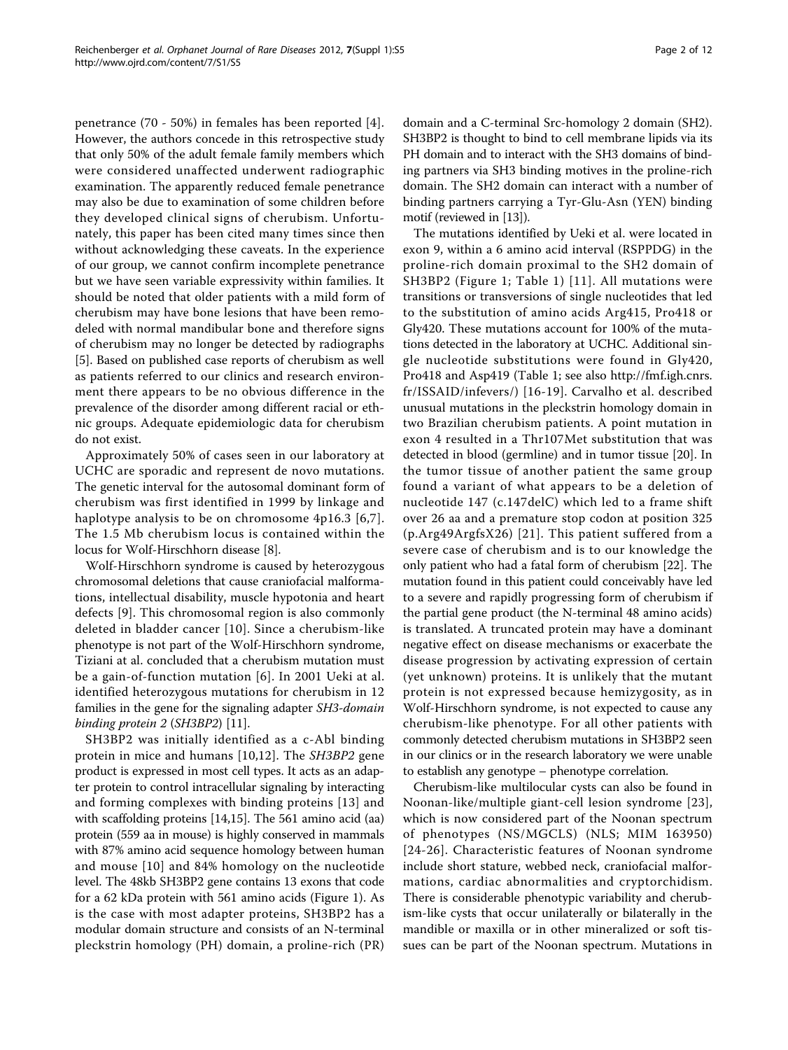penetrance (70 - 50%) in females has been reported [4]. However, the authors concede in this retrospective study that only 50% of the adult female family members which were considered unaffected underwent radiographic examination. The apparently reduced female penetrance may also be due to examination of some children before they developed clinical signs of cherubism. Unfortunately, this paper has been cited many times since then without acknowledging these caveats. In the experience of our group, we cannot confirm incomplete penetrance but we have seen variable expressivity within families. It should be noted that older patients with a mild form of cherubism may have bone lesions that have been remodeled with normal mandibular bone and therefore signs of cherubism may no longer be detected by radiographs [5]. Based on published case reports of cherubism as well as patients referred to our clinics and research environment there appears to be no obvious difference in the prevalence of the disorder among different racial or ethnic groups. Adequate epidemiologic data for cherubism do not exist.

Approximately 50% of cases seen in our laboratory at UCHC are sporadic and represent de novo mutations. The genetic interval for the autosomal dominant form of cherubism was first identified in 1999 by linkage and haplotype analysis to be on chromosome 4p16.3 [6,7]. The 1.5 Mb cherubism locus is contained within the locus for Wolf-Hirschhorn disease [8].

Wolf-Hirschhorn syndrome is caused by heterozygous chromosomal deletions that cause craniofacial malformations, intellectual disability, muscle hypotonia and heart defects [9]. This chromosomal region is also commonly deleted in bladder cancer [10]. Since a cherubism-like phenotype is not part of the Wolf-Hirschhorn syndrome, Tiziani at al. concluded that a cherubism mutation must be a gain-of-function mutation [6]. In 2001 Ueki at al. identified heterozygous mutations for cherubism in 12 families in the gene for the signaling adapter *SH3-domain binding protein 2* (*SH3BP2*) [11].

SH3BP2 was initially identified as a c-Abl binding protein in mice and humans [10,12]. The *SH3BP2* gene product is expressed in most cell types. It acts as an adapter protein to control intracellular signaling by interacting and forming complexes with binding proteins [13] and with scaffolding proteins [14,15]. The 561 amino acid (aa) protein (559 aa in mouse) is highly conserved in mammals with 87% amino acid sequence homology between human and mouse [10] and 84% homology on the nucleotide level. The 48kb SH3BP2 gene contains 13 exons that code for a 62 kDa protein with 561 amino acids (Figure 1). As is the case with most adapter proteins, SH3BP2 has a modular domain structure and consists of an N-terminal pleckstrin homology (PH) domain, a proline-rich (PR) domain and a C-terminal Src-homology 2 domain (SH2). SH3BP2 is thought to bind to cell membrane lipids via its PH domain and to interact with the SH3 domains of binding partners via SH3 binding motives in the proline-rich domain. The SH2 domain can interact with a number of binding partners carrying a Tyr-Glu-Asn (YEN) binding motif (reviewed in [13]).

The mutations identified by Ueki et al. were located in exon 9, within a 6 amino acid interval (RSPPDG) in the proline-rich domain proximal to the SH2 domain of SH3BP2 (Figure 1; Table 1) [11]. All mutations were transitions or transversions of single nucleotides that led to the substitution of amino acids Arg415, Pro418 or Gly420. These mutations account for 100% of the mutations detected in the laboratory at UCHC. Additional single nucleotide substitutions were found in Gly420, Pro418 and Asp419 (Table 1; see also http://fmf.igh.cnrs.fr/ISSAID/infevers/) [16-19]. Carvalho et al. described unusual mutations in the pleckstrin homology domain in two Brazilian cherubism patients. A point mutation in exon 4 resulted in a Thr107Met substitution that was detected in blood (germline) and in tumor tissue [20]. In the tumor tissue of another patient the same group found a variant of what appears to be a deletion of nucleotide 147 (c.147delC) which led to a frame shift over 26 aa and a premature stop codon at position 325 (p.Arg49ArgfsX26) [21]. This patient suffered from a severe case of cherubism and is to our knowledge the only patient who had a fatal form of cherubism [22]. The mutation found in this patient could conceivably have led to a severe and rapidly progressing form of cherubism if the partial gene product (the N-terminal 48 amino acids) is translated. A truncated protein may have a dominant negative effect on disease mechanisms or exacerbate the disease progression by activating expression of certain (yet unknown) proteins. It is unlikely that the mutant protein is not expressed because hemizygosity, as in Wolf-Hirschhorn syndrome, is not expected to cause any cherubism-like phenotype. For all other patients with commonly detected cherubism mutations in SH3BP2 seen in our clinics or in the research laboratory we were unable to establish any genotype – phenotype correlation.

Cherubism-like multilocular cysts can also be found in Noonan-like/multiple giant-cell lesion syndrome [23], which is now considered part of the Noonan spectrum of phenotypes (NS/MGCLS) (NLS; MIM 163950) [24-26]. Characteristic features of Noonan syndrome include short stature, webbed neck, craniofacial malformations, cardiac abnormalities and cryptorchidism. There is considerable phenotypic variability and cherubism-like cysts that occur unilaterally or bilaterally in the mandible or maxilla or in other mineralized or soft tissues can be part of the Noonan spectrum. Mutations in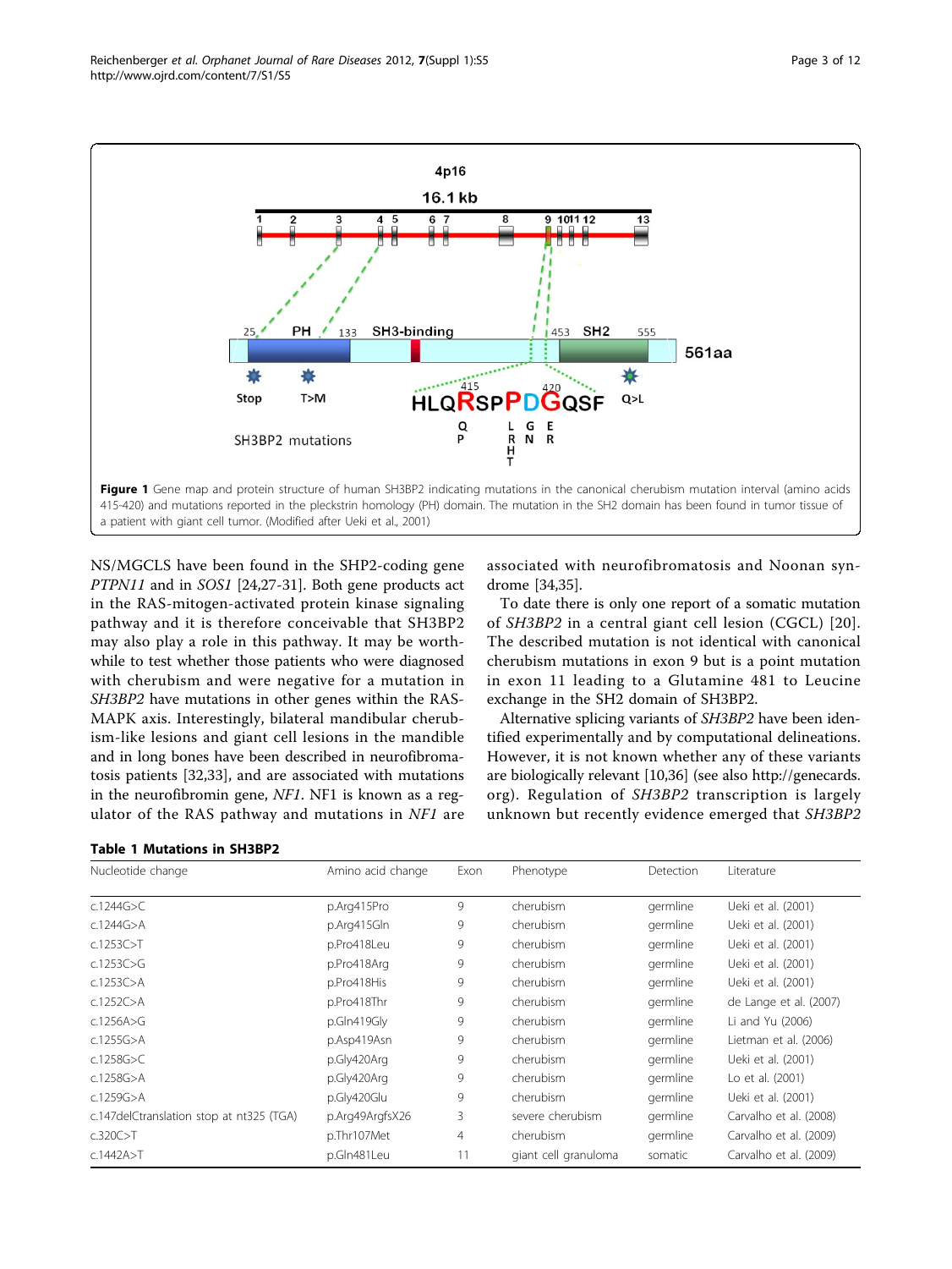Figure 1 Gene map and protein structure of human SH3BP2 indicating mutations in the canonical cherubism mutation interval (amino acids 415-420) and mutations reported in the pleckstrin homology (PH) domain. The mutation in the SH2 domain has been found in tumor tissue of a patient with giant cell tumor. (Modified after Ueki et al., 2001)

NS/MGCLS have been found in the SHP2-coding gene *PTPN11* and in *SOS1* [24,27-31]. Both gene products act in the RAS-mitogen-activated protein kinase signaling pathway and it is therefore conceivable that SH3BP2 may also play a role in this pathway. It may be worthwhile to test whether those patients who were diagnosed with cherubism and were negative for a mutation in *SH3BP2* have mutations in other genes within the RAS-MAPK axis. Interestingly, bilateral mandibular cherubism-like lesions and giant cell lesions in the mandible and in long bones have been described in neurofibromatosis patients [32,33], and are associated with mutations in the neurofibromin gene, *NF1*. NF1 is known as a regulator of the RAS pathway and mutations in *NF1* are associated with neurofibromatosis and Noonan syndrome [34,35].

To date there is only one report of a somatic mutation of *SH3BP2* in a central giant cell lesion (CGCL) [20]. The described mutation is not identical with canonical cherubism mutations in exon 9 but is a point mutation in exon 11 leading to a Glutamine 481 to Leucine exchange in the SH2 domain of SH3BP2.

Alternative splicing variants of *SH3BP2* have been identified experimentally and by computational delineations. However, it is not known whether any of these variants are biologically relevant [10,36] (see also http://genecards.org). Regulation of *SH3BP2* transcription is largely unknown but recently evidence emerged that *SH3BP2*

**Table 1 Mutations in SH3BP2**

| Nucleotide change | Amino acid change | Exon | Phenotype | Detection | Literature |
|---|---|---|---|---|---|
| c.1244G>C | p.Arg415Pro | 9 | cherubism | germline | Ueki et al. (2001) |
| c.1244G>A | p.Arg415Gln | 9 | cherubism | germline | Ueki et al. (2001) |
| c.1253C>T | p.Pro418Leu | 9 | cherubism | germline | Ueki et al. (2001) |
| c.1253C>G | p.Pro418Arg | 9 | cherubism | germline | Ueki et al. (2001) |
| c.1253C>A | p.Pro418His | 9 | cherubism | germline | Ueki et al. (2001) |
| c.1252C>A | p.Pro418Thr | 9 | cherubism | germline | de Lange et al. (2007) |
| c.1256A>G | p.Gln419Gly | 9 | cherubism | germline | Li and Yu (2006) |
| c.1255G>A | p.Asp419Asn | 9 | cherubism | germline | Lietman et al. (2006) |
| c.1258G>C | p.Gly420Arg | 9 | cherubism | germline | Ueki et al. (2001) |
| c.1258G>A | p.Gly420Arg | 9 | cherubism | germline | Lo et al. (2001) |
| c.1259G>A | p.Gly420Glu | 9 | cherubism | germline | Ueki et al. (2001) |
| c.147delCtranslation stop at nt325 (TGA) | p.Arg49ArgfsX26 | 3 | severe cherubism | germline | Carvalho et al. (2008) |
| c.320C>T | p.Thr107Met | 4 | cherubism | germline | Carvalho et al. (2009) |
| c.1442A>T | p.Gln481Leu | 11 | giant cell granuloma | somatic | Carvalho et al. (2009) |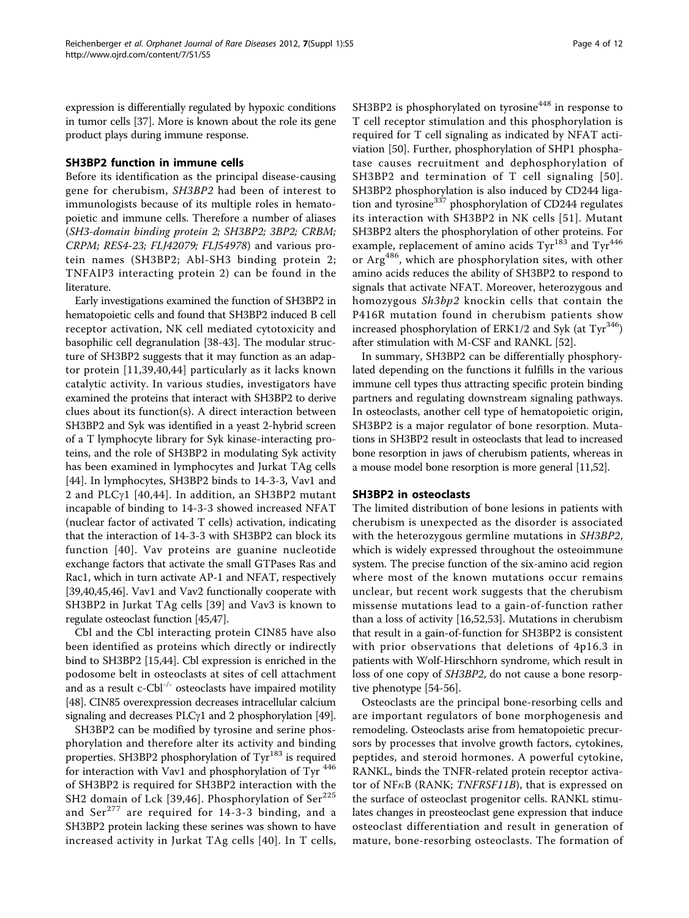expression is differentially regulated by hypoxic conditions in tumor cells [37]. More is known about the role its gene product plays during immune response.

## SH3BP2 function in immune cells

Before its identification as the principal disease-causing gene for cherubism, *SH3BP2* had been of interest to immunologists because of its multiple roles in hematopoietic and immune cells. Therefore a number of aliases (*SH3-domain binding protein 2; SH3BP2; 3BP2; CRBM; CRPM; RES4-23; FLJ42079; FLJ54978*) and various protein names (SH3BP2; Abl-SH3 binding protein 2; TNFAIP3 interacting protein 2) can be found in the literature.

Early investigations examined the function of SH3BP2 in hematopoietic cells and found that SH3BP2 induced B cell receptor activation, NK cell mediated cytotoxicity and basophilic cell degranulation [38-43]. The modular structure of SH3BP2 suggests that it may function as an adaptor protein [11,39,40,44] particularly as it lacks known catalytic activity. In various studies, investigators have examined the proteins that interact with SH3BP2 to derive clues about its function(s). A direct interaction between SH3BP2 and Syk was identified in a yeast 2-hybrid screen of a T lymphocyte library for Syk kinase-interacting proteins, and the role of SH3BP2 in modulating Syk activity has been examined in lymphocytes and Jurkat TAg cells [44]. In lymphocytes, SH3BP2 binds to 14-3-3, Vav1 and 2 and PLCγ1 [40,44]. In addition, an SH3BP2 mutant incapable of binding to 14-3-3 showed increased NFAT (nuclear factor of activated T cells) activation, indicating that the interaction of 14-3-3 with SH3BP2 can block its function [40]. Vav proteins are guanine nucleotide exchange factors that activate the small GTPases Ras and Rac1, which in turn activate AP-1 and NFAT, respectively [39,40,45,46]. Vav1 and Vav2 functionally cooperate with SH3BP2 in Jurkat TAg cells [39] and Vav3 is known to regulate osteoclast function [45,47].

Cbl and the Cbl interacting protein CIN85 have also been identified as proteins which directly or indirectly bind to SH3BP2 [15,44]. Cbl expression is enriched in the podosome belt in osteoclasts at sites of cell attachment and as a result c-Cbl$^{-/-}$ osteoclasts have impaired motility [48]. CIN85 overexpression decreases intracellular calcium signaling and decreases PLCγ1 and 2 phosphorylation [49].

SH3BP2 can be modified by tyrosine and serine phosphorylation and therefore alter its activity and binding properties. SH3BP2 phosphorylation of Tyr$^{183}$ is required for interaction with Vav1 and phosphorylation of Tyr$^{446}$ of SH3BP2 is required for SH3BP2 interaction with the SH2 domain of Lck [39,46]. Phosphorylation of Ser$^{225}$ and Ser$^{277}$ are required for 14-3-3 binding, and a SH3BP2 protein lacking these serines was shown to have increased activity in Jurkat TAg cells [40]. In T cells, SH3BP2 is phosphorylated on tyrosine$^{448}$ in response to T cell receptor stimulation and this phosphorylation is required for T cell signaling as indicated by NFAT activiation [50]. Further, phosphorylation of SHP1 phosphatase causes recruitment and dephosphorylation of SH3BP2 and termination of T cell signaling [50]. SH3BP2 phosphorylation is also induced by CD244 ligation and tyrosine$^{337}$ phosphorylation of CD244 regulates its interaction with SH3BP2 in NK cells [51]. Mutant SH3BP2 alters the phosphorylation of other proteins. For example, replacement of amino acids Tyr$^{183}$ and Tyr$^{446}$ or Arg$^{486}$, which are phosphorylation sites, with other amino acids reduces the ability of SH3BP2 to respond to signals that activate NFAT. Moreover, heterozygous and homozygous *Sh3bp2* knockin cells that contain the P416R mutation found in cherubism patients show increased phosphorylation of ERK1/2 and Syk (at Tyr$^{346}$) after stimulation with M-CSF and RANKL [52].

In summary, SH3BP2 can be differentially phosphorylated depending on the functions it fulfills in the various immune cell types thus attracting specific protein binding partners and regulating downstream signaling pathways. In osteoclasts, another cell type of hematopoietic origin, SH3BP2 is a major regulator of bone resorption. Mutations in SH3BP2 result in osteoclasts that lead to increased bone resorption in jaws of cherubism patients, whereas in a mouse model bone resorption is more general [11,52].

## SH3BP2 in osteoclasts

The limited distribution of bone lesions in patients with cherubism is unexpected as the disorder is associated with the heterozygous germline mutations in *SH3BP2*, which is widely expressed throughout the osteoimmune system. The precise function of the six-amino acid region where most of the known mutations occur remains unclear, but recent work suggests that the cherubism missense mutations lead to a gain-of-function rather than a loss of activity [16,52,53]. Mutations in cherubism that result in a gain-of-function for SH3BP2 is consistent with prior observations that deletions of 4p16.3 in patients with Wolf-Hirschhorn syndrome, which result in loss of one copy of *SH3BP2*, do not cause a bone resorptive phenotype [54-56].

Osteoclasts are the principal bone-resorbing cells and are important regulators of bone morphogenesis and remodeling. Osteoclasts arise from hematopoietic precursors by processes that involve growth factors, cytokines, peptides, and steroid hormones. A powerful cytokine, RANKL, binds the TNFR-related protein receptor activator of NFκB (RANK; *TNFRSF11B*), that is expressed on the surface of osteoclast progenitor cells. RANKL stimulates changes in preosteoclast gene expression that induce osteoclast differentiation and result in generation of mature, bone-resorbing osteoclasts. The formation of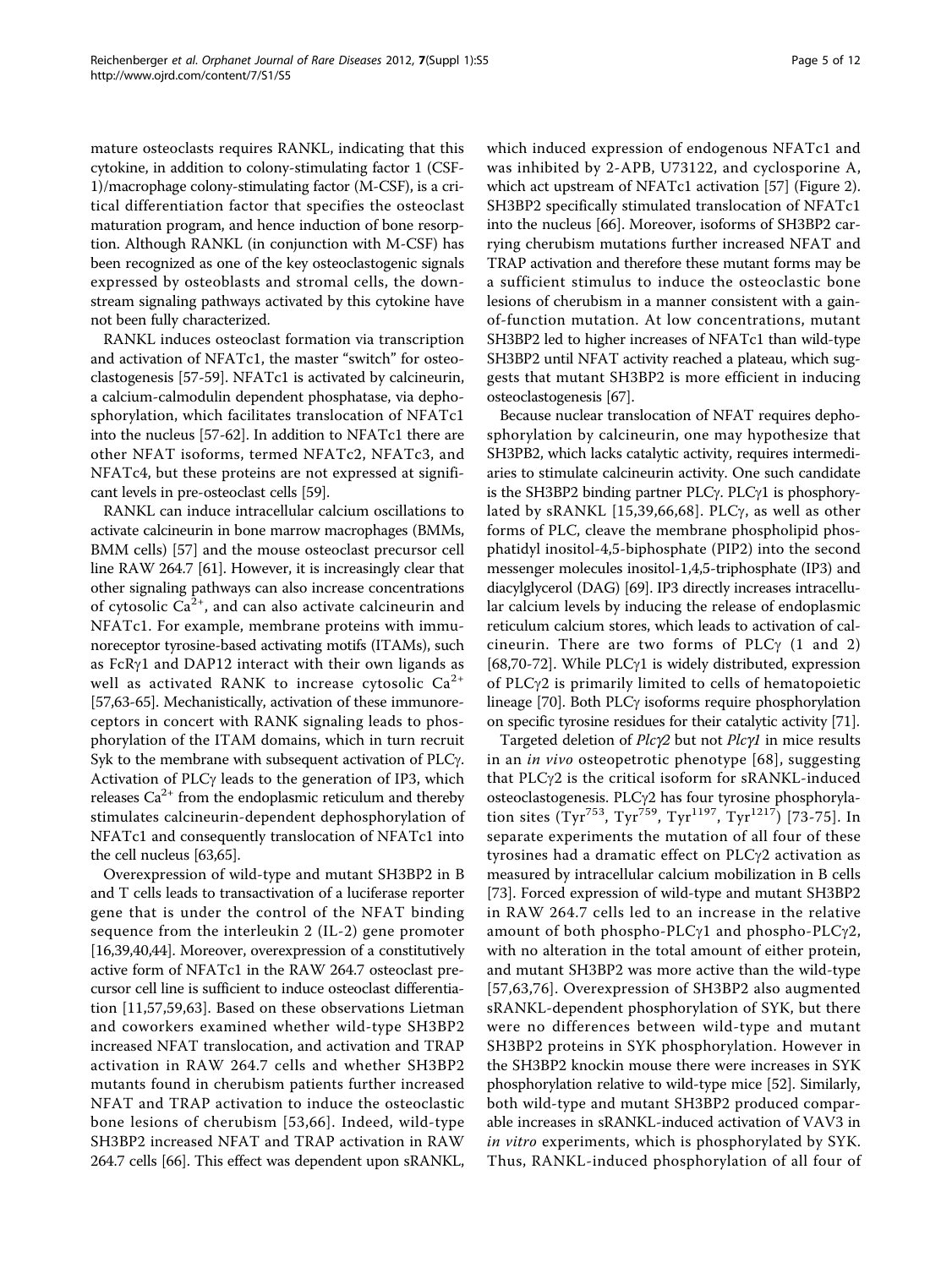mature osteoclasts requires RANKL, indicating that this cytokine, in addition to colony-stimulating factor 1 (CSF-1)/macrophage colony-stimulating factor (M-CSF), is a critical differentiation factor that specifies the osteoclast maturation program, and hence induction of bone resorption. Although RANKL (in conjunction with M-CSF) has been recognized as one of the key osteoclastogenic signals expressed by osteoblasts and stromal cells, the downstream signaling pathways activated by this cytokine have not been fully characterized.

RANKL induces osteoclast formation via transcription and activation of NFATc1, the master "switch" for osteoclastogenesis [57-59]. NFATc1 is activated by calcineurin, a calcium-calmodulin dependent phosphatase, via dephosphorylation, which facilitates translocation of NFATc1 into the nucleus [57-62]. In addition to NFATc1 there are other NFAT isoforms, termed NFATc2, NFATc3, and NFATc4, but these proteins are not expressed at significant levels in pre-osteoclast cells [59].

RANKL can induce intracellular calcium oscillations to activate calcineurin in bone marrow macrophages (BMMs, BMM cells) [57] and the mouse osteoclast precursor cell line RAW 264.7 [61]. However, it is increasingly clear that other signaling pathways can also increase concentrations of cytosolic $Ca^{2+}$, and can also activate calcineurin and NFATc1. For example, membrane proteins with immunoreceptor tyrosine-based activating motifs (ITAMs), such as FcRγ1 and DAP12 interact with their own ligands as well as activated RANK to increase cytosolic $Ca^{2+}$ [57,63-65]. Mechanistically, activation of these immunoreceptors in concert with RANK signaling leads to phosphorylation of the ITAM domains, which in turn recruit Syk to the membrane with subsequent activation of PLCγ. Activation of PLCγ leads to the generation of IP3, which releases $Ca^{2+}$ from the endoplasmic reticulum and thereby stimulates calcineurin-dependent dephosphorylation of NFATc1 and consequently translocation of NFATc1 into the cell nucleus [63,65].

Overexpression of wild-type and mutant SH3BP2 in B and T cells leads to transactivation of a luciferase reporter gene that is under the control of the NFAT binding sequence from the interleukin 2 (IL-2) gene promoter [16,39,40,44]. Moreover, overexpression of a constitutively active form of NFATc1 in the RAW 264.7 osteoclast precursor cell line is sufficient to induce osteoclast differentiation [11,57,59,63]. Based on these observations Lietman and coworkers examined whether wild-type SH3BP2 increased NFAT translocation, and activation and TRAP activation in RAW 264.7 cells and whether SH3BP2 mutants found in cherubism patients further increased NFAT and TRAP activation to induce the osteoclastic bone lesions of cherubism [53,66]. Indeed, wild-type SH3BP2 increased NFAT and TRAP activation in RAW 264.7 cells [66]. This effect was dependent upon sRANKL, which induced expression of endogenous NFATc1 and was inhibited by 2-APB, U73122, and cyclosporine A, which act upstream of NFATc1 activation [57] (Figure 2). SH3BP2 specifically stimulated translocation of NFATc1 into the nucleus [66]. Moreover, isoforms of SH3BP2 carrying cherubism mutations further increased NFAT and TRAP activation and therefore these mutant forms may be a sufficient stimulus to induce the osteoclastic bone lesions of cherubism in a manner consistent with a gain-of-function mutation. At low concentrations, mutant SH3BP2 led to higher increases of NFATc1 than wild-type SH3BP2 until NFAT activity reached a plateau, which suggests that mutant SH3BP2 is more efficient in inducing osteoclastogenesis [67].

Because nuclear translocation of NFAT requires dephosphorylation by calcineurin, one may hypothesize that SH3PB2, which lacks catalytic activity, requires intermediaries to stimulate calcineurin activity. One such candidate is the SH3BP2 binding partner PLCγ. PLCγ1 is phosphorylated by sRANKL [15,39,66,68]. PLCγ, as well as other forms of PLC, cleave the membrane phospholipid phosphatidyl inositol-4,5-biphosphate (PIP2) into the second messenger molecules inositol-1,4,5-triphosphate (IP3) and diacylglycerol (DAG) [69]. IP3 directly increases intracellular calcium levels by inducing the release of endoplasmic reticulum calcium stores, which leads to activation of calcineurin. There are two forms of PLCγ (1 and 2) [68,70-72]. While PLCγ1 is widely distributed, expression of PLCγ2 is primarily limited to cells of hematopoietic lineage [70]. Both PLCγ isoforms require phosphorylation on specific tyrosine residues for their catalytic activity [71].

Targeted deletion of *Plcγ2* but not *Plcγ1* in mice results in an *in vivo* osteopetrotic phenotype [68], suggesting that PLCγ2 is the critical isoform for sRANKL-induced osteoclastogenesis. PLCγ2 has four tyrosine phosphorylation sites ($Tyr^{753}$, $Tyr^{759}$, $Tyr^{1197}$, $Tyr^{1217}$) [73-75]. In separate experiments the mutation of all four of these tyrosines had a dramatic effect on PLCγ2 activation as measured by intracellular calcium mobilization in B cells [73]. Forced expression of wild-type and mutant SH3BP2 in RAW 264.7 cells led to an increase in the relative amount of both phospho-PLCγ1 and phospho-PLCγ2, with no alteration in the total amount of either protein, and mutant SH3BP2 was more active than the wild-type [57,63,76]. Overexpression of SH3BP2 also augmented sRANKL-dependent phosphorylation of SYK, but there were no differences between wild-type and mutant SH3BP2 proteins in SYK phosphorylation. However in the SH3BP2 knockin mouse there were increases in SYK phosphorylation relative to wild-type mice [52]. Similarly, both wild-type and mutant SH3BP2 produced comparable increases in sRANKL-induced activation of VAV3 in *in vitro* experiments, which is phosphorylated by SYK. Thus, RANKL-induced phosphorylation of all four of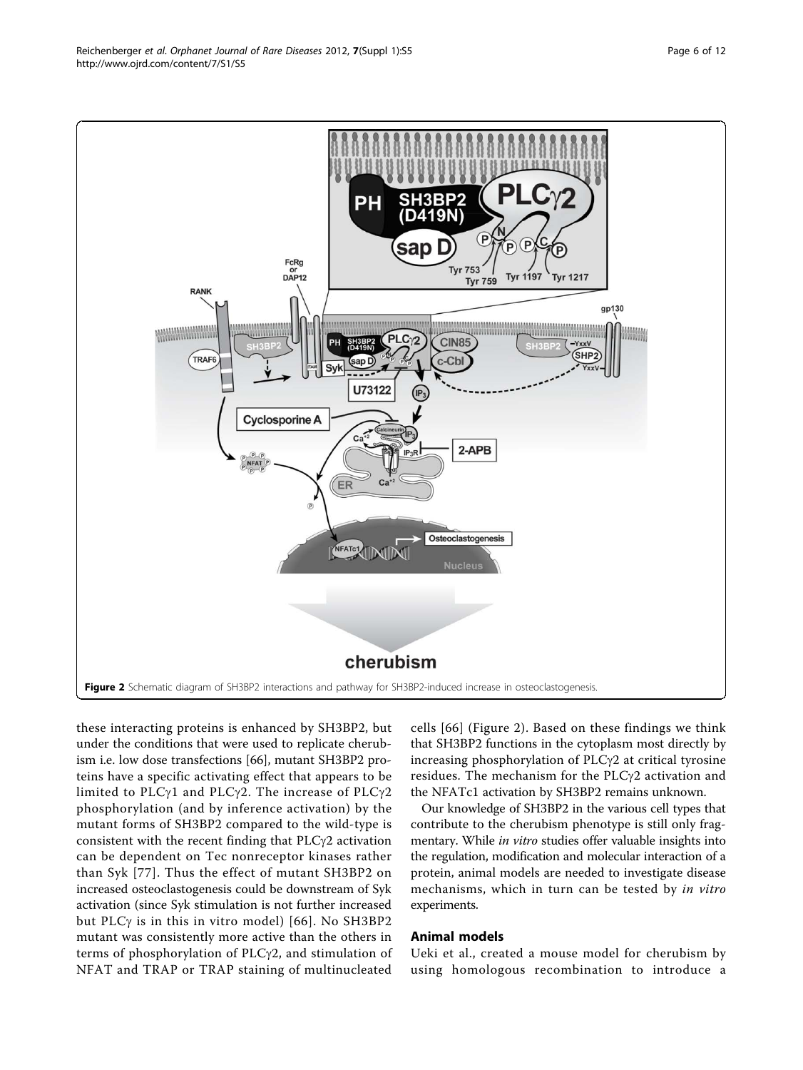Figure 2 Schematic diagram of SH3BP2 interactions and pathway for SH3BP2-induced increase in osteoclastogenesis.

these interacting proteins is enhanced by SH3BP2, but under the conditions that were used to replicate cherubism i.e. low dose transfections [66], mutant SH3BP2 proteins have a specific activating effect that appears to be limited to PLCγ1 and PLCγ2. The increase of PLCγ2 phosphorylation (and by inference activation) by the mutant forms of SH3BP2 compared to the wild-type is consistent with the recent finding that PLCγ2 activation can be dependent on Tec nonreceptor kinases rather than Syk [77]. Thus the effect of mutant SH3BP2 on increased osteoclastogenesis could be downstream of Syk activation (since Syk stimulation is not further increased but PLCγ is in this in vitro model) [66]. No SH3BP2 mutant was consistently more active than the others in terms of phosphorylation of PLCγ2, and stimulation of NFAT and TRAP or TRAP staining of multinucleated cells [66] (Figure 2). Based on these findings we think that SH3BP2 functions in the cytoplasm most directly by increasing phosphorylation of PLCγ2 at critical tyrosine residues. The mechanism for the PLCγ2 activation and the NFATc1 activation by SH3BP2 remains unknown.

Our knowledge of SH3BP2 in the various cell types that contribute to the cherubism phenotype is still only fragmentary. While *in vitro* studies offer valuable insights into the regulation, modification and molecular interaction of a protein, animal models are needed to investigate disease mechanisms, which in turn can be tested by *in vitro* experiments.

## Animal models

Ueki et al., created a mouse model for cherubism by using homologous recombination to introduce a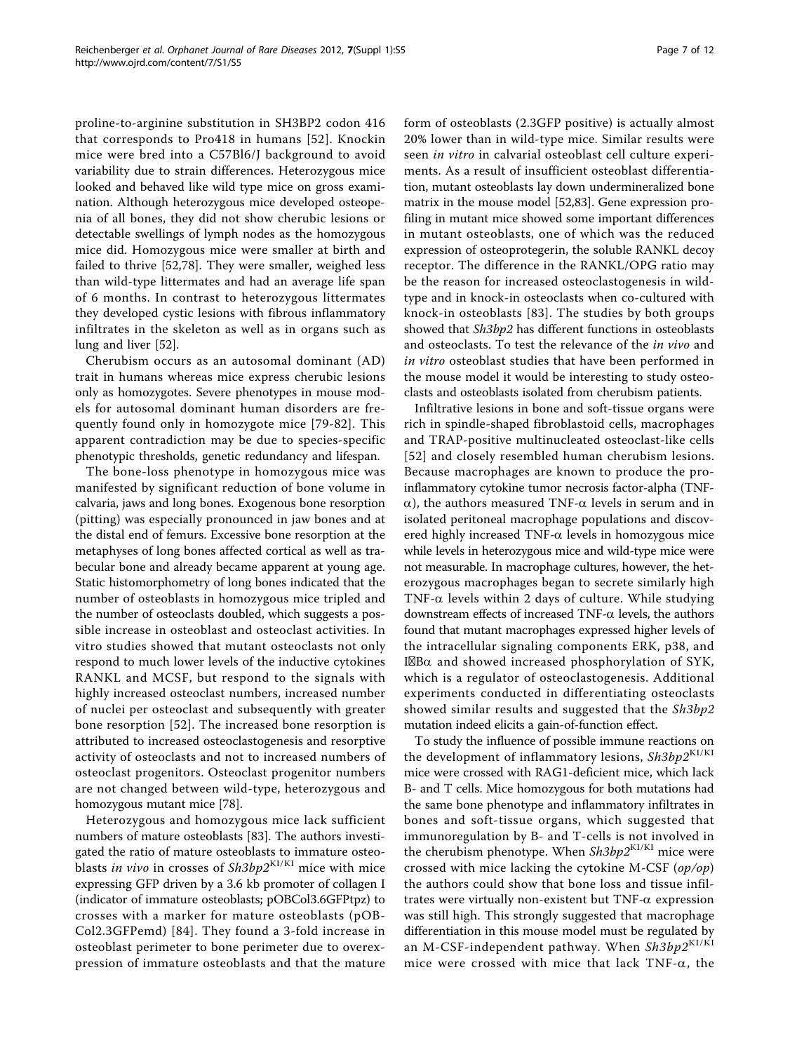proline-to-arginine substitution in SH3BP2 codon 416 that corresponds to Pro418 in humans [52]. Knockin mice were bred into a C57Bl6/J background to avoid variability due to strain differences. Heterozygous mice looked and behaved like wild type mice on gross examination. Although heterozygous mice developed osteopenia of all bones, they did not show cherubic lesions or detectable swellings of lymph nodes as the homozygous mice did. Homozygous mice were smaller at birth and failed to thrive [52,78]. They were smaller, weighed less than wild-type littermates and had an average life span of 6 months. In contrast to heterozygous littermates they developed cystic lesions with fibrous inflammatory infiltrates in the skeleton as well as in organs such as lung and liver [52].

Cherubism occurs as an autosomal dominant (AD) trait in humans whereas mice express cherubic lesions only as homozygotes. Severe phenotypes in mouse models for autosomal dominant human disorders are frequently found only in homozygote mice [79-82]. This apparent contradiction may be due to species-specific phenotypic thresholds, genetic redundancy and lifespan.

The bone-loss phenotype in homozygous mice was manifested by significant reduction of bone volume in calvaria, jaws and long bones. Exogenous bone resorption (pitting) was especially pronounced in jaw bones and at the distal end of femurs. Excessive bone resorption at the metaphyses of long bones affected cortical as well as trabecular bone and already became apparent at young age. Static histomorphometry of long bones indicated that the number of osteoblasts in homozygous mice tripled and the number of osteoclasts doubled, which suggests a possible increase in osteoblast and osteoclast activities. In vitro studies showed that mutant osteoclasts not only respond to much lower levels of the inductive cytokines RANKL and MCSF, but respond to the signals with highly increased osteoclast numbers, increased number of nuclei per osteoclast and subsequently with greater bone resorption [52]. The increased bone resorption is attributed to increased osteoclastogenesis and resorptive activity of osteoclasts and not to increased numbers of osteoclast progenitors. Osteoclast progenitor numbers are not changed between wild-type, heterozygous and homozygous mutant mice [78].

Heterozygous and homozygous mice lack sufficient numbers of mature osteoblasts [83]. The authors investigated the ratio of mature osteoblasts to immature osteoblasts *in vivo* in crosses of *Sh3bp2*$^{KI/KI}$ mice with mice expressing GFP driven by a 3.6 kb promoter of collagen I (indicator of immature osteoblasts; pOBCol3.6GFPtpz) to crosses with a marker for mature osteoblasts (pOBCol2.3GFPemd) [84]. They found a 3-fold increase in osteoblast perimeter to bone perimeter due to overexpression of immature osteoblasts and that the mature form of osteoblasts (2.3GFP positive) is actually almost 20% lower than in wild-type mice. Similar results were seen *in vitro* in calvarial osteoblast cell culture experiments. As a result of insufficient osteoblast differentiation, mutant osteoblasts lay down undermineralized bone matrix in the mouse model [52,83]. Gene expression profiling in mutant mice showed some important differences in mutant osteoblasts, one of which was the reduced expression of osteoprotegerin, the soluble RANKL decoy receptor. The difference in the RANKL/OPG ratio may be the reason for increased osteoclastogenesis in wild-type and in knock-in osteoclasts when co-cultured with knock-in osteoblasts [83]. The studies by both groups showed that *Sh3bp2* has different functions in osteoblasts and osteoclasts. To test the relevance of the *in vivo* and *in vitro* osteoblast studies that have been performed in the mouse model it would be interesting to study osteoclasts and osteoblasts isolated from cherubism patients.

Infiltrative lesions in bone and soft-tissue organs were rich in spindle-shaped fibroblastoid cells, macrophages and TRAP-positive multinucleated osteoclast-like cells [52] and closely resembled human cherubism lesions. Because macrophages are known to produce the pro-inflammatory cytokine tumor necrosis factor-alpha (TNF-$\alpha$), the authors measured TNF-$\alpha$ levels in serum and in isolated peritoneal macrophage populations and discovered highly increased TNF-$\alpha$ levels in homozygous mice while levels in heterozygous mice and wild-type mice were not measurable. In macrophage cultures, however, the heterozygous macrophages began to secrete similarly high TNF-$\alpha$ levels within 2 days of culture. While studying downstream effects of increased TNF-$\alpha$ levels, the authors found that mutant macrophages expressed higher levels of the intracellular signaling components ERK, p38, and I$\kappa$B$\alpha$ and showed increased phosphorylation of SYK, which is a regulator of osteoclastogenesis. Additional experiments conducted in differentiating osteoclasts showed similar results and suggested that the *Sh3bp2* mutation indeed elicits a gain-of-function effect.

To study the influence of possible immune reactions on the development of inflammatory lesions, *Sh3bp2*$^{KI/KI}$ mice were crossed with RAG1-deficient mice, which lack B- and T cells. Mice homozygous for both mutations had the same bone phenotype and inflammatory infiltrates in bones and soft-tissue organs, which suggested that immunoregulation by B- and T-cells is not involved in the cherubism phenotype. When *Sh3bp2*$^{KI/KI}$ mice were crossed with mice lacking the cytokine M-CSF (*op/op*) the authors could show that bone loss and tissue infiltrates were virtually non-existent but TNF-$\alpha$ expression was still high. This strongly suggested that macrophage differentiation in this mouse model must be regulated by an M-CSF-independent pathway. When *Sh3bp2*$^{KI/KI}$ mice were crossed with mice that lack TNF-$\alpha$, the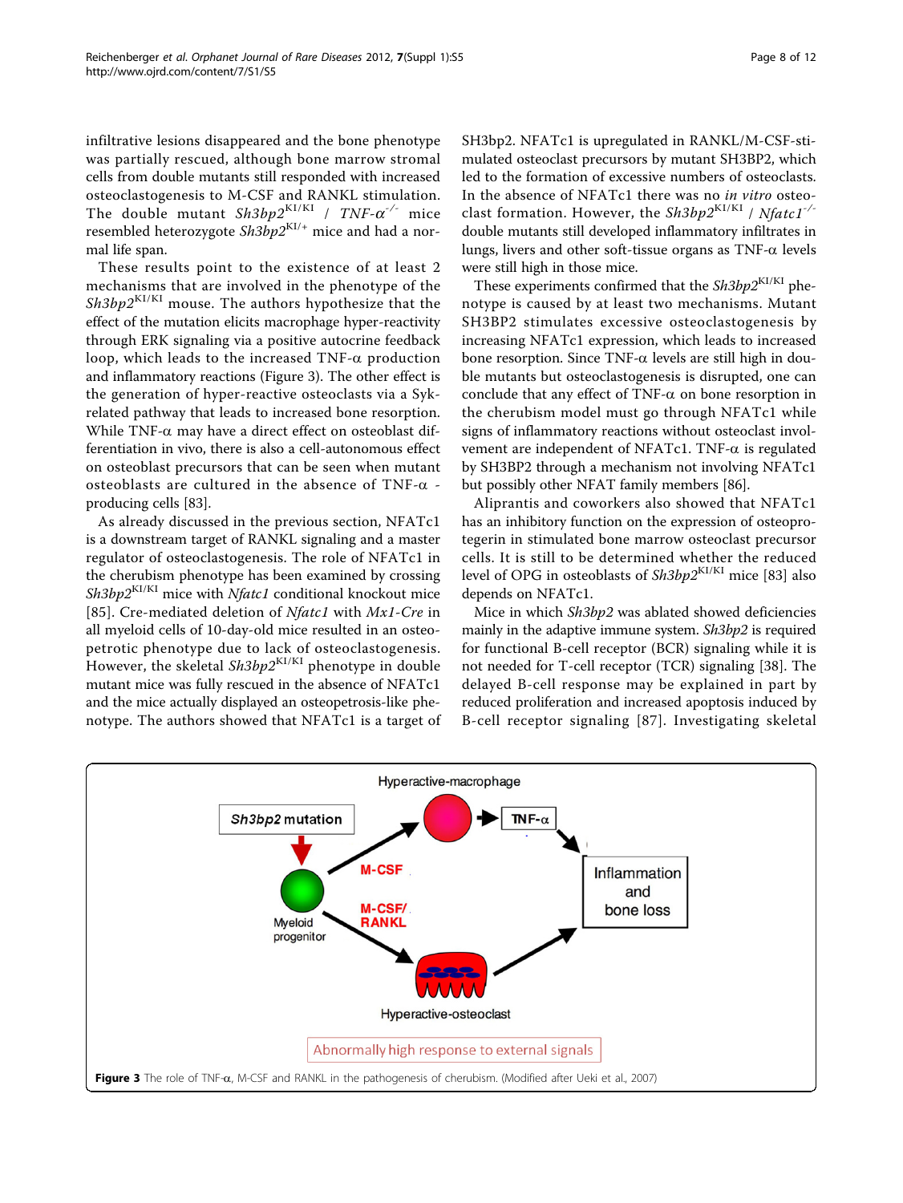infiltrative lesions disappeared and the bone phenotype was partially rescued, although bone marrow stromal cells from double mutants still responded with increased osteoclastogenesis to M-CSF and RANKL stimulation. The double mutant *Sh3bp2*$^{KI/KI}$ / *TNF-α*$^{-/-}$ mice resembled heterozygote *Sh3bp2*$^{KI/+}$ mice and had a normal life span.

These results point to the existence of at least 2 mechanisms that are involved in the phenotype of the *Sh3bp2*$^{KI/KI}$ mouse. The authors hypothesize that the effect of the mutation elicits macrophage hyper-reactivity through ERK signaling via a positive autocrine feedback loop, which leads to the increased TNF-α production and inflammatory reactions (Figure 3). The other effect is the generation of hyper-reactive osteoclasts via a Syk-related pathway that leads to increased bone resorption. While TNF-α may have a direct effect on osteoblast differentiation in vivo, there is also a cell-autonomous effect on osteoblast precursors that can be seen when mutant osteoblasts are cultured in the absence of TNF-α -producing cells [83].

As already discussed in the previous section, NFATc1 is a downstream target of RANKL signaling and a master regulator of osteoclastogenesis. The role of NFATc1 in the cherubism phenotype has been examined by crossing *Sh3bp2*$^{KI/KI}$ mice with *Nfatc1* conditional knockout mice [85]. Cre-mediated deletion of *Nfatc1* with *Mx1-Cre* in all myeloid cells of 10-day-old mice resulted in an osteopetrotic phenotype due to lack of osteoclastogenesis. However, the skeletal *Sh3bp2*$^{KI/KI}$ phenotype in double mutant mice was fully rescued in the absence of NFATc1 and the mice actually displayed an osteopetrosis-like phenotype. The authors showed that NFATc1 is a target of SH3bp2. NFATc1 is upregulated in RANKL/M-CSF-stimulated osteoclast precursors by mutant SH3BP2, which led to the formation of excessive numbers of osteoclasts. In the absence of NFATc1 there was no *in vitro* osteoclast formation. However, the *Sh3bp2*$^{KI/KI}$ / *Nfatc1*$^{-/-}$ double mutants still developed inflammatory infiltrates in lungs, livers and other soft-tissue organs as TNF-α levels were still high in those mice.

These experiments confirmed that the *Sh3bp2*$^{KI/KI}$ phenotype is caused by at least two mechanisms. Mutant SH3BP2 stimulates excessive osteoclastogenesis by increasing NFATc1 expression, which leads to increased bone resorption. Since TNF-α levels are still high in double mutants but osteoclastogenesis is disrupted, one can conclude that any effect of TNF-α on bone resorption in the cherubism model must go through NFATc1 while signs of inflammatory reactions without osteoclast involvement are independent of NFATc1. TNF-α is regulated by SH3BP2 through a mechanism not involving NFATc1 but possibly other NFAT family members [86].

Aliprantis and coworkers also showed that NFATc1 has an inhibitory function on the expression of osteoprotegerin in stimulated bone marrow osteoclast precursor cells. It is still to be determined whether the reduced level of OPG in osteoblasts of *Sh3bp2*$^{KI/KI}$ mice [83] also depends on NFATc1.

Mice in which *Sh3bp2* was ablated showed deficiencies mainly in the adaptive immune system. *Sh3bp2* is required for functional B-cell receptor (BCR) signaling while it is not needed for T-cell receptor (TCR) signaling [38]. The delayed B-cell response may be explained in part by reduced proliferation and increased apoptosis induced by B-cell receptor signaling [87]. Investigating skeletal

**Figure 3** The role of TNF-α, M-CSF and RANKL in the pathogenesis of cherubism. (Modified after Ueki et al., 2007)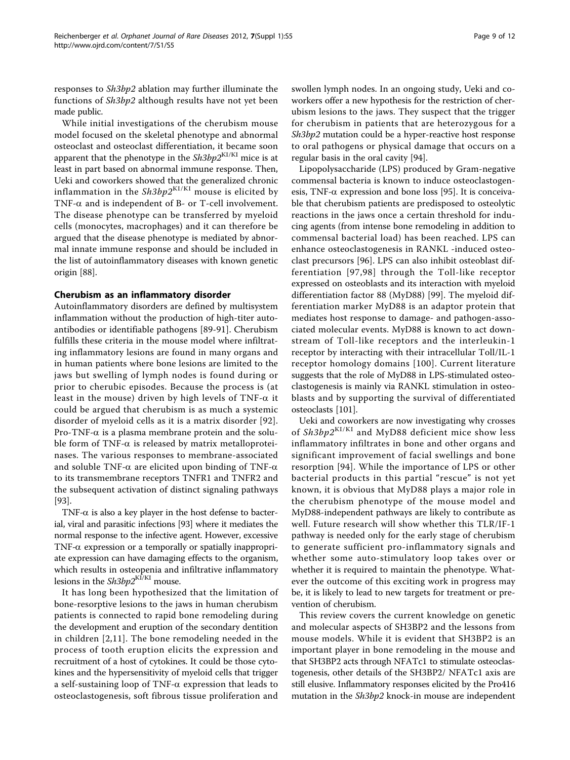responses to *Sh3bp2* ablation may further illuminate the functions of *Sh3bp2* although results have not yet been made public.

While initial investigations of the cherubism mouse model focused on the skeletal phenotype and abnormal osteoclast and osteoclast differentiation, it became soon apparent that the phenotype in the *Sh3bp2*$^{KI/KI}$ mice is at least in part based on abnormal immune response. Then, Ueki and coworkers showed that the generalized chronic inflammation in the *Sh3bp2*$^{KI/KI}$ mouse is elicited by TNF-α and is independent of B- or T-cell involvement. The disease phenotype can be transferred by myeloid cells (monocytes, macrophages) and it can therefore be argued that the disease phenotype is mediated by abnormal innate immune response and should be included in the list of autoinflammatory diseases with known genetic origin [88].

## Cherubism as an inflammatory disorder

Autoinflammatory disorders are defined by multisystem inflammation without the production of high-titer autoantibodies or identifiable pathogens [89-91]. Cherubism fulfills these criteria in the mouse model where infiltrating inflammatory lesions are found in many organs and in human patients where bone lesions are limited to the jaws but swelling of lymph nodes is found during or prior to cherubic episodes. Because the process is (at least in the mouse) driven by high levels of TNF-α it could be argued that cherubism is as much a systemic disorder of myeloid cells as it is a matrix disorder [92]. Pro-TNF-α is a plasma membrane protein and the soluble form of TNF-α is released by matrix metalloproteinases. The various responses to membrane-associated and soluble TNF-α are elicited upon binding of TNF-α to its transmembrane receptors TNFR1 and TNFR2 and the subsequent activation of distinct signaling pathways [93].

TNF-α is also a key player in the host defense to bacterial, viral and parasitic infections [93] where it mediates the normal response to the infective agent. However, excessive TNF-α expression or a temporally or spatially inappropriate expression can have damaging effects to the organism, which results in osteopenia and infiltrative inflammatory lesions in the *Sh3bp2*$^{KI/KI}$ mouse.

It has long been hypothesized that the limitation of bone-resorptive lesions to the jaws in human cherubism patients is connected to rapid bone remodeling during the development and eruption of the secondary dentition in children [2,11]. The bone remodeling needed in the process of tooth eruption elicits the expression and recruitment of a host of cytokines. It could be those cytokines and the hypersensitivity of myeloid cells that trigger a self-sustaining loop of TNF-α expression that leads to osteoclastogenesis, soft fibrous tissue proliferation and swollen lymph nodes. In an ongoing study, Ueki and coworkers offer a new hypothesis for the restriction of cherubism lesions to the jaws. They suspect that the trigger for cherubism in patients that are heterozygous for a *Sh3bp2* mutation could be a hyper-reactive host response to oral pathogens or physical damage that occurs on a regular basis in the oral cavity [94].

Lipopolysaccharide (LPS) produced by Gram-negative commensal bacteria is known to induce osteoclastogenesis, TNF-α expression and bone loss [95]. It is conceivable that cherubism patients are predisposed to osteolytic reactions in the jaws once a certain threshold for inducing agents (from intense bone remodeling in addition to commensal bacterial load) has been reached. LPS can enhance osteoclastogenesis in RANKL -induced osteoclast precursors [96]. LPS can also inhibit osteoblast differentiation [97,98] through the Toll-like receptor expressed on osteoblasts and its interaction with myeloid differentiation factor 88 (MyD88) [99]. The myeloid differentiation marker MyD88 is an adaptor protein that mediates host response to damage- and pathogen-associated molecular events. MyD88 is known to act downstream of Toll-like receptors and the interleukin-1 receptor by interacting with their intracellular Toll/IL-1 receptor homology domains [100]. Current literature suggests that the role of MyD88 in LPS-stimulated osteoclastogenesis is mainly via RANKL stimulation in osteoblasts and by supporting the survival of differentiated osteoclasts [101].

Ueki and coworkers are now investigating why crosses of *Sh3bp2*$^{KI/KI}$ and MyD88 deficient mice show less inflammatory infiltrates in bone and other organs and significant improvement of facial swellings and bone resorption [94]. While the importance of LPS or other bacterial products in this partial "rescue" is not yet known, it is obvious that MyD88 plays a major role in the cherubism phenotype of the mouse model and MyD88-independent pathways are likely to contribute as well. Future research will show whether this TLR/IF-1 pathway is needed only for the early stage of cherubism to generate sufficient pro-inflammatory signals and whether some auto-stimulatory loop takes over or whether it is required to maintain the phenotype. Whatever the outcome of this exciting work in progress may be, it is likely to lead to new targets for treatment or prevention of cherubism.

This review covers the current knowledge on genetic and molecular aspects of SH3BP2 and the lessons from mouse models. While it is evident that SH3BP2 is an important player in bone remodeling in the mouse and that SH3BP2 acts through NFATc1 to stimulate osteoclastogenesis, other details of the SH3BP2/ NFATc1 axis are still elusive. Inflammatory responses elicited by the Pro416 mutation in the *Sh3bp2* knock-in mouse are independent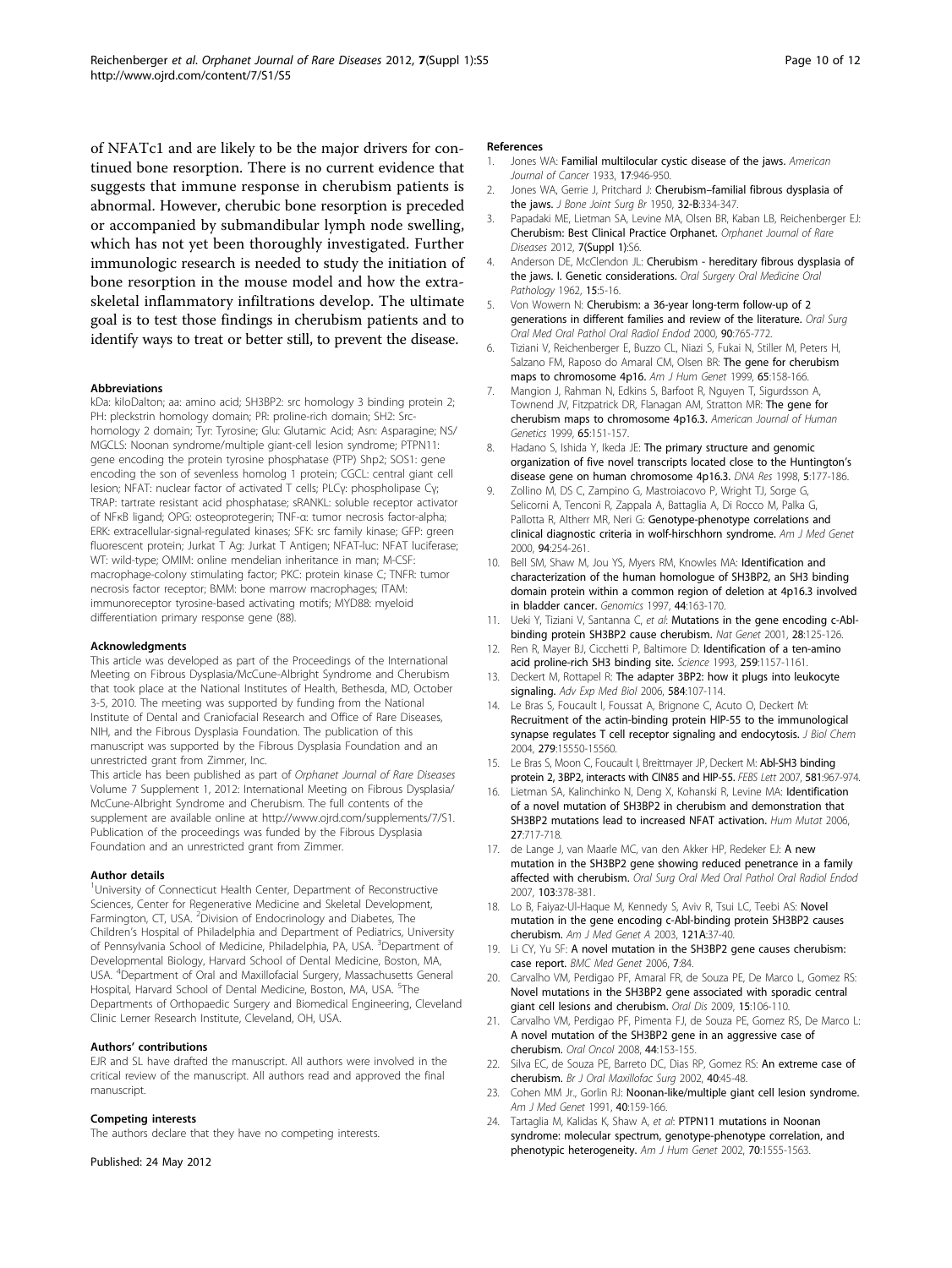of NFATc1 and are likely to be the major drivers for continued bone resorption. There is no current evidence that suggests that immune response in cherubism patients is abnormal. However, cherubic bone resorption is preceded or accompanied by submandibular lymph node swelling, which has not yet been thoroughly investigated. Further immunologic research is needed to study the initiation of bone resorption in the mouse model and how the extra-skeletal inflammatory infiltrations develop. The ultimate goal is to test those findings in cherubism patients and to identify ways to treat or better still, to prevent the disease.

#### Abbreviations

kDa: kiloDalton; aa: amino acid; SH3BP2: src homology 3 binding protein 2; PH: pleckstrin homology domain; PR: proline-rich domain; SH2: Src-homology 2 domain; Tyr: Tyrosine; Glu: Glutamic Acid; Asn: Asparagine; NS/MGCLS: Noonan syndrome/multiple giant-cell lesion syndrome; PTPN11: gene encoding the protein tyrosine phosphatase (PTP) Shp2; SOS1: gene encoding the son of sevenless homolog 1 protein; CGCL: central giant cell lesion; NFAT: nuclear factor of activated T cells; PLCγ: phospholipase Cγ; TRAP: tartrate resistant acid phosphatase; sRANKL: soluble receptor activator of NFκB ligand; OPG: osteoprotegerin; TNF-α: tumor necrosis factor-alpha; ERK: extracellular-signal-regulated kinases; SFK: src family kinase; GFP: green fluorescent protein; Jurkat T Ag: Jurkat T Antigen; NFAT-luc: NFAT luciferase; WT: wild-type; OMIM: online mendelian inheritance in man; M-CSF: macrophage-colony stimulating factor; PKC: protein kinase C; TNFR: tumor necrosis factor receptor; BMM: bone marrow macrophages; ITAM: immunoreceptor tyrosine-based activating motifs; MYD88: myeloid differentiation primary response gene (88).

#### Acknowledgments

This article was developed as part of the Proceedings of the International Meeting on Fibrous Dysplasia/McCune-Albright Syndrome and Cherubism that took place at the National Institutes of Health, Bethesda, MD, October 3-5, 2010. The meeting was supported by funding from the National Institute of Dental and Craniofacial Research and Office of Rare Diseases, NIH, and the Fibrous Dysplasia Foundation. The publication of this manuscript was supported by the Fibrous Dysplasia Foundation and an unrestricted grant from Zimmer, Inc.

This article has been published as part of *Orphanet Journal of Rare Diseases* Volume 7 Supplement 1, 2012: International Meeting on Fibrous Dysplasia/McCune-Albright Syndrome and Cherubism. The full contents of the supplement are available online at http://www.ojrd.com/supplements/7/S1. Publication of the proceedings was funded by the Fibrous Dysplasia Foundation and an unrestricted grant from Zimmer.

#### Author details

[1]University of Connecticut Health Center, Department of Reconstructive Sciences, Center for Regenerative Medicine and Skeletal Development, Farmington, CT, USA. [2]Division of Endocrinology and Diabetes, The Children's Hospital of Philadelphia and Department of Pediatrics, University of Pennsylvania School of Medicine, Philadelphia, PA, USA. [3]Department of Developmental Biology, Harvard School of Dental Medicine, Boston, MA, USA. [4]Department of Oral and Maxillofacial Surgery, Massachusetts General Hospital, Harvard School of Dental Medicine, Boston, MA, USA. [5]The Departments of Orthopaedic Surgery and Biomedical Engineering, Cleveland Clinic Lerner Research Institute, Cleveland, OH, USA.

#### Authors' contributions

EJR and SL have drafted the manuscript. All authors were involved in the critical review of the manuscript. All authors read and approved the final manuscript.

#### Competing interests

The authors declare that they have no competing interests.

Published: 24 May 2012

#### References

1. Jones WA: **Familial multilocular cystic disease of the jaws.** *American Journal of Cancer* 1933, **17**:946-950.
2. Jones WA, Gerrie J, Pritchard J: **Cherubism–familial fibrous dysplasia of the jaws.** *J Bone Joint Surg Br* 1950, **32-B**:334-347.
3. Papadaki ME, Lietman SA, Levine MA, Olsen BR, Kaban LB, Reichenberger EJ: **Cherubism: Best Clinical Practice Orphanet.** *Orphanet Journal of Rare Diseases* 2012, **7(Suppl 1)**:S6.
4. Anderson DE, McClendon JL: **Cherubism - hereditary fibrous dysplasia of the jaws. I. Genetic considerations.** *Oral Surgery Oral Medicine Oral Pathology* 1962, **15**:5-16.
5. Von Wowern N: **Cherubism: a 36-year long-term follow-up of 2 generations in different families and review of the literature.** *Oral Surg Oral Med Oral Pathol Oral Radiol Endod* 2000, **90**:765-772.
6. Tiziani V, Reichenberger E, Buzzo CL, Niazi S, Fukai N, Stiller M, Peters H, Salzano FM, Raposo do Amaral CM, Olsen BR: **The gene for cherubism maps to chromosome 4p16.** *Am J Hum Genet* 1999, **65**:158-166.
7. Mangion J, Rahman N, Edkins S, Barfoot R, Nguyen T, Sigurdsson A, Townend JV, Fitzpatrick DR, Flanagan AM, Stratton MR: **The gene for cherubism maps to chromosome 4p16.3.** *American Journal of Human Genetics* 1999, **65**:151-157.
8. Hadano S, Ishida Y, Ikeda JE: **The primary structure and genomic organization of five novel transcripts located close to the Huntington's disease gene on human chromosome 4p16.3.** *DNA Res* 1998, **5**:177-186.
9. Zollino M, DS C, Zampino G, Mastroiacovo P, Wright TJ, Sorge G, Selicorni A, Tenconi R, Zappala A, Battaglia A, Di Rocco M, Palka G, Pallotta R, Altherr MR, Neri G: **Genotype-phenotype correlations and clinical diagnostic criteria in wolf-hirschhorn syndrome.** *Am J Med Genet* 2000, **94**:254-261.
10. Bell SM, Shaw M, Jou YS, Myers RM, Knowles MA: **Identification and characterization of the human homologue of SH3BP2, an SH3 binding domain protein within a common region of deletion at 4p16.3 involved in bladder cancer.** *Genomics* 1997, **44**:163-170.
11. Ueki Y, Tiziani V, Santanna C, *et al*: **Mutations in the gene encoding c-Abl-binding protein SH3BP2 cause cherubism.** *Nat Genet* 2001, **28**:125-126.
12. Ren R, Mayer BJ, Cicchetti P, Baltimore D: **Identification of a ten-amino acid proline-rich SH3 binding site.** *Science* 1993, **259**:1157-1161.
13. Deckert M, Rottapel R: **The adapter 3BP2: how it plugs into leukocyte signaling.** *Adv Exp Med Biol* 2006, **584**:107-114.
14. Le Bras S, Foucault I, Foussat A, Brignone C, Acuto O, Deckert M: **Recruitment of the actin-binding protein HIP-55 to the immunological synapse regulates T cell receptor signaling and endocytosis.** *J Biol Chem* 2004, **279**:15550-15560.
15. Le Bras S, Moon C, Foucault I, Breittmayer JP, Deckert M: **Abl-SH3 binding protein 2, 3BP2, interacts with CIN85 and HIP-55.** *FEBS Lett* 2007, **581**:967-974.
16. Lietman SA, Kalinchinko N, Deng X, Kohanski R, Levine MA: **Identification of a novel mutation of SH3BP2 in cherubism and demonstration that SH3BP2 mutations lead to increased NFAT activation.** *Hum Mutat* 2006, **27**:717-718.
17. de Lange J, van Maarle MC, van den Akker HP, Redeker EJ: **A new mutation in the SH3BP2 gene showing reduced penetrance in a family affected with cherubism.** *Oral Surg Oral Med Oral Pathol Oral Radiol Endod* 2007, **103**:378-381.
18. Lo B, Faiyaz-Ul-Haque M, Kennedy S, Aviv R, Tsui LC, Teebi AS: **Novel mutation in the gene encoding c-Abl-binding protein SH3BP2 causes cherubism.** *Am J Med Genet A* 2003, **121A**:37-40.
19. Li CY, Yu SF: **A novel mutation in the SH3BP2 gene causes cherubism: case report.** *BMC Med Genet* 2006, **7**:84.
20. Carvalho VM, Perdigao PF, Amaral FR, de Souza PE, De Marco L, Gomez RS: **Novel mutations in the SH3BP2 gene associated with sporadic central giant cell lesions and cherubism.** *Oral Dis* 2009, **15**:106-110.
21. Carvalho VM, Perdigao PF, Pimenta FJ, de Souza PE, Gomez RS, De Marco L: **A novel mutation of the SH3BP2 gene in an aggressive case of cherubism.** *Oral Oncol* 2008, **44**:153-155.
22. Silva EC, de Souza PE, Barreto DC, Dias RP, Gomez RS: **An extreme case of cherubism.** *Br J Oral Maxillofac Surg* 2002, **40**:45-48.
23. Cohen MM Jr., Gorlin RJ: **Noonan-like/multiple giant cell lesion syndrome.** *Am J Med Genet* 1991, **40**:159-166.
24. Tartaglia M, Kalidas K, Shaw A, *et al*: **PTPN11 mutations in Noonan syndrome: molecular spectrum, genotype-phenotype correlation, and phenotypic heterogeneity.** *Am J Hum Genet* 2002, **70**:1555-1563.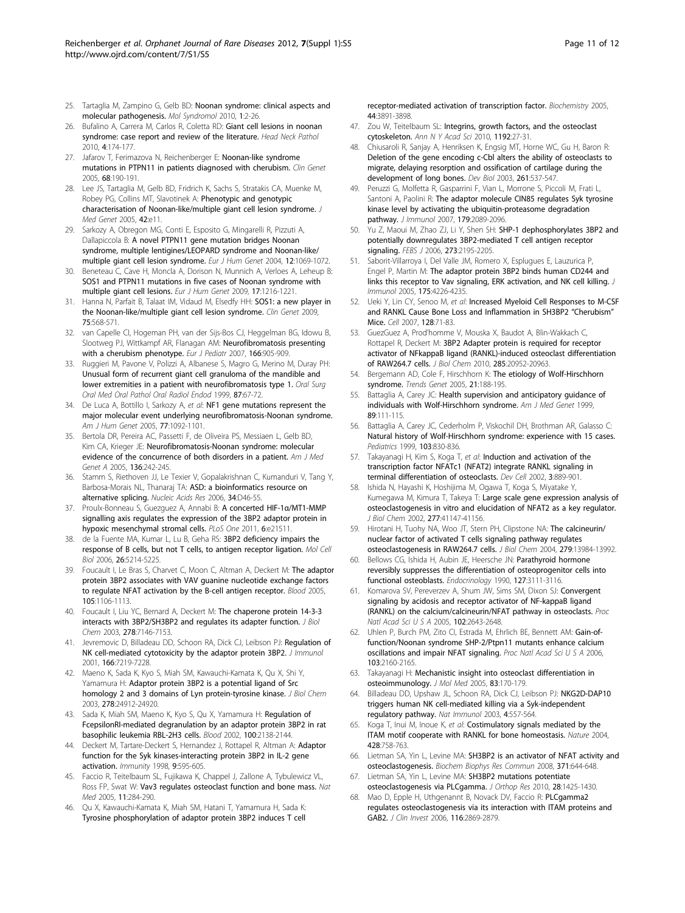25. Tartaglia M, Zampino G, Gelb BD: **Noonan syndrome: clinical aspects and molecular pathogenesis.** *Mol Syndromol* 2010, **1**:2-26.
26. Bufalino A, Carrera M, Carlos R, Coletta RD: **Giant cell lesions in noonan syndrome: case report and review of the literature.** *Head Neck Pathol* 2010, **4**:174-177.
27. Jafarov T, Ferimazova N, Reichenberger E: **Noonan-like syndrome mutations in PTPN11 in patients diagnosed with cherubism.** *Clin Genet* 2005, **68**:190-191.
28. Lee JS, Tartaglia M, Gelb BD, Fridrich K, Sachs S, Stratakis CA, Muenke M, Robey PG, Collins MT, Slavotinek A: **Phenotypic and genotypic characterisation of Noonan-like/multiple giant cell lesion syndrome.** *J Med Genet* 2005, **42**:e11.
29. Sarkozy A, Obregon MG, Conti E, Esposito G, Mingarelli R, Pizzuti A, Dallapiccola B: **A novel PTPN11 gene mutation bridges Noonan syndrome, multiple lentigines/LEOPARD syndrome and Noonan-like/multiple giant cell lesion syndrome.** *Eur J Hum Genet* 2004, **12**:1069-1072.
30. Beneteau C, Cave H, Moncla A, Dorison N, Munnich A, Verloes A, Leheup B: **SOS1 and PTPN11 mutations in five cases of Noonan syndrome with multiple giant cell lesions.** *Eur J Hum Genet* 2009, **17**:1216-1221.
31. Hanna N, Parfait B, Talaat IM, Vidaud M, Elsedfy HH: **SOS1: a new player in the Noonan-like/multiple giant cell lesion syndrome.** *Clin Genet* 2009, **75**:568-571.
32. van Capelle CI, Hogeman PH, van der Sijs-Bos CJ, Heggelman BG, Idowu B, Slootweg PJ, Wittkampf AR, Flanagan AM: **Neurofibromatosis presenting with a cherubism phenotype.** *Eur J Pediatr* 2007, **166**:905-909.
33. Ruggieri M, Pavone V, Polizzi A, Albanese S, Magro G, Merino M, Duray PH: **Unusual form of recurrent giant cell granuloma of the mandible and lower extremities in a patient with neurofibromatosis type 1.** *Oral Surg Oral Med Oral Pathol Oral Radiol Endod* 1999, **87**:67-72.
34. De Luca A, Bottillo I, Sarkozy A, *et al*: **NF1 gene mutations represent the major molecular event underlying neurofibromatosis-Noonan syndrome.** *Am J Hum Genet* 2005, **77**:1092-1101.
35. Bertola DR, Pereira AC, Passetti F, de Oliveira PS, Messiaen L, Gelb BD, Kim CA, Krieger JE: **Neurofibromatosis-Noonan syndrome: molecular evidence of the concurrence of both disorders in a patient.** *Am J Med Genet A* 2005, **136**:242-245.
36. Stamm S, Riethoven JJ, Le Texier V, Gopalakrishnan C, Kumanduri V, Tang Y, Barbosa-Morais NL, Thanaraj TA: **ASD: a bioinformatics resource on alternative splicing.** *Nucleic Acids Res* 2006, **34**:D46-55.
37. Proulx-Bonneau S, Guezguez A, Annabi B: **A concerted HIF-1α/MT1-MMP signalling axis regulates the expression of the 3BP2 adaptor protein in hypoxic mesenchymal stromal cells.** *PLoS One* 2011, **6**:e21511.
38. de la Fuente MA, Kumar L, Lu B, Geha RS: **3BP2 deficiency impairs the response of B cells, but not T cells, to antigen receptor ligation.** *Mol Cell Biol* 2006, **26**:5214-5225.
39. Foucault I, Le Bras S, Charvet C, Moon C, Altman A, Deckert M: **The adaptor protein 3BP2 associates with VAV guanine nucleotide exchange factors to regulate NFAT activation by the B-cell antigen receptor.** *Blood* 2005, **105**:1106-1113.
40. Foucault I, Liu YC, Bernard A, Deckert M: **The chaperone protein 14-3-3 interacts with 3BP2/SH3BP2 and regulates its adapter function.** *J Biol Chem* 2003, **278**:7146-7153.
41. Jevremovic D, Billadeau DD, Schoon RA, Dick CJ, Leibson PJ: **Regulation of NK cell-mediated cytotoxicity by the adaptor protein 3BP2.** *J Immunol* 2001, **166**:7219-7228.
42. Maeno K, Sada K, Kyo S, Miah SM, Kawauchi-Kamata K, Qu X, Shi Y, Yamamura H: **Adaptor protein 3BP2 is a potential ligand of Src homology 2 and 3 domains of Lyn protein-tyrosine kinase.** *J Biol Chem* 2003, **278**:24912-24920.
43. Sada K, Miah SM, Maeno K, Kyo S, Qu X, Yamamura H: **Regulation of FcepsilonRI-mediated degranulation by an adaptor protein 3BP2 in rat basophilic leukemia RBL-2H3 cells.** *Blood* 2002, **100**:2138-2144.
44. Deckert M, Tartare-Deckert S, Hernandez J, Rottapel R, Altman A: **Adaptor function for the Syk kinases-interacting protein 3BP2 in IL-2 gene activation.** *Immunity* 1998, **9**:595-605.
45. Faccio R, Teitelbaum SL, Fujikawa K, Chappel J, Zallone A, Tybulewicz VL, Ross FP, Swat W: **Vav3 regulates osteoclast function and bone mass.** *Nat Med* 2005, **11**:284-290.
46. Qu X, Kawauchi-Kamata K, Miah SM, Hatani T, Yamamura H, Sada K: **Tyrosine phosphorylation of adaptor protein 3BP2 induces T cell receptor-mediated activation of transcription factor.** *Biochemistry* 2005, **44**:3891-3898.
47. Zou W, Teitelbaum SL: **Integrins, growth factors, and the osteoclast cytoskeleton.** *Ann N Y Acad Sci* 2010, **1192**:27-31.
48. Chiusaroli R, Sanjay A, Henriksen K, Engsig MT, Horne WC, Gu H, Baron R: **Deletion of the gene encoding c-Cbl alters the ability of osteoclasts to migrate, delaying resorption and ossification of cartilage during the development of long bones.** *Dev Biol* 2003, **261**:537-547.
49. Peruzzi G, Molfetta R, Gasparrini F, Vian L, Morrone S, Piccoli M, Frati L, Santoni A, Paolini R: **The adaptor molecule CIN85 regulates Syk tyrosine kinase level by activating the ubiquitin-proteasome degradation pathway.** *J Immunol* 2007, **179**:2089-2096.
50. Yu Z, Maoui M, Zhao ZJ, Li Y, Shen SH: **SHP-1 dephosphorylates 3BP2 and potentially downregulates 3BP2-mediated T cell antigen receptor signaling.** *FEBS J* 2006, **273**:2195-2205.
51. Saborit-Villarroya I, Del Valle JM, Romero X, Esplugues E, Lauzurica P, Engel P, Martin M: **The adaptor protein 3BP2 binds human CD244 and links this receptor to Vav signaling, ERK activation, and NK cell killing.** *J Immunol* 2005, **175**:4226-4235.
52. Ueki Y, Lin CY, Senoo M, *et al*: **Increased Myeloid Cell Responses to M-CSF and RANKL Cause Bone Loss and Inflammation in SH3BP2 "Cherubism" Mice.** *Cell* 2007, **128**:71-83.
53. GuezGuez A, Prod'homme V, Mouska X, Baudot A, Blin-Wakkach C, Rottapel R, Deckert M: **3BP2 Adapter protein is required for receptor activator of NFkappaB ligand (RANKL)-induced osteoclast differentiation of RAW264.7 cells.** *J Biol Chem* 2010, **285**:20952-20963.
54. Bergemann AD, Cole F, Hirschhorn K: **The etiology of Wolf-Hirschhorn syndrome.** *Trends Genet* 2005, **21**:188-195.
55. Battaglia A, Carey JC: **Health supervision and anticipatory guidance of individuals with Wolf-Hirschhorn syndrome.** *Am J Med Genet* 1999, **89**:111-115.
56. Battaglia A, Carey JC, Cederholm P, Viskochil DH, Brothman AR, Galasso C: **Natural history of Wolf-Hirschhorn syndrome: experience with 15 cases.** *Pediatrics* 1999, **103**:830-836.
57. Takayanagi H, Kim S, Koga T, *et al*: **Induction and activation of the transcription factor NFATc1 (NFAT2) integrate RANKL signaling in terminal differentiation of osteoclasts.** *Dev Cell* 2002, **3**:889-901.
58. Ishida N, Hayashi K, Hoshijima M, Ogawa T, Koga S, Miyatake Y, Kumegawa M, Kimura T, Takeya T: **Large scale gene expression analysis of osteoclastogenesis in vitro and elucidation of NFAT2 as a key regulator.** *J Biol Chem* 2002, **277**:41147-41156.
59. Hirotani H, Tuohy NA, Woo JT, Stern PH, Clipstone NA: **The calcineurin/nuclear factor of activated T cells signaling pathway regulates osteoclastogenesis in RAW264.7 cells.** *J Biol Chem* 2004, **279**:13984-13992.
60. Bellows CG, Ishida H, Aubin JE, Heersche JN: **Parathyroid hormone reversibly suppresses the differentiation of osteoprogenitor cells into functional osteoblasts.** *Endocrinology* 1990, **127**:3111-3116.
61. Komarova SV, Pereverzev A, Shum JW, Sims SM, Dixon SJ: **Convergent signaling by acidosis and receptor activator of NF-kappaB ligand (RANKL) on the calcium/calcineurin/NFAT pathway in osteoclasts.** *Proc Natl Acad Sci U S A* 2005, **102**:2643-2648.
62. Uhlen P, Burch PM, Zito CI, Estrada M, Ehrlich BE, Bennett AM: **Gain-of-function/Noonan syndrome SHP-2/Ptpn11 mutants enhance calcium oscillations and impair NFAT signaling.** *Proc Natl Acad Sci U S A* 2006, **103**:2160-2165.
63. Takayanagi H: **Mechanistic insight into osteoclast differentiation in osteoimmunology.** *J Mol Med* 2005, **83**:170-179.
64. Billadeau DD, Upshaw JL, Schoon RA, Dick CJ, Leibson PJ: **NKG2D-DAP10 triggers human NK cell-mediated killing via a Syk-independent regulatory pathway.** *Nat Immunol* 2003, **4**:557-564.
65. Koga T, Inui M, Inoue K, *et al*: **Costimulatory signals mediated by the ITAM motif cooperate with RANKL for bone homeostasis.** *Nature* 2004, **428**:758-763.
66. Lietman SA, Yin L, Levine MA: **SH3BP2 is an activator of NFAT activity and osteoclastogenesis.** *Biochem Biophys Res Commun* 2008, **371**:644-648.
67. Lietman SA, Yin L, Levine MA: **SH3BP2 mutations potentiate osteoclastogenesis via PLCgamma.** *J Orthop Res* 2010, **28**:1425-1430.
68. Mao D, Epple H, Uthgenannt B, Novack DV, Faccio R: **PLCgamma2 regulates osteoclastogenesis via its interaction with ITAM proteins and GAB2.** *J Clin Invest* 2006, **116**:2869-2879.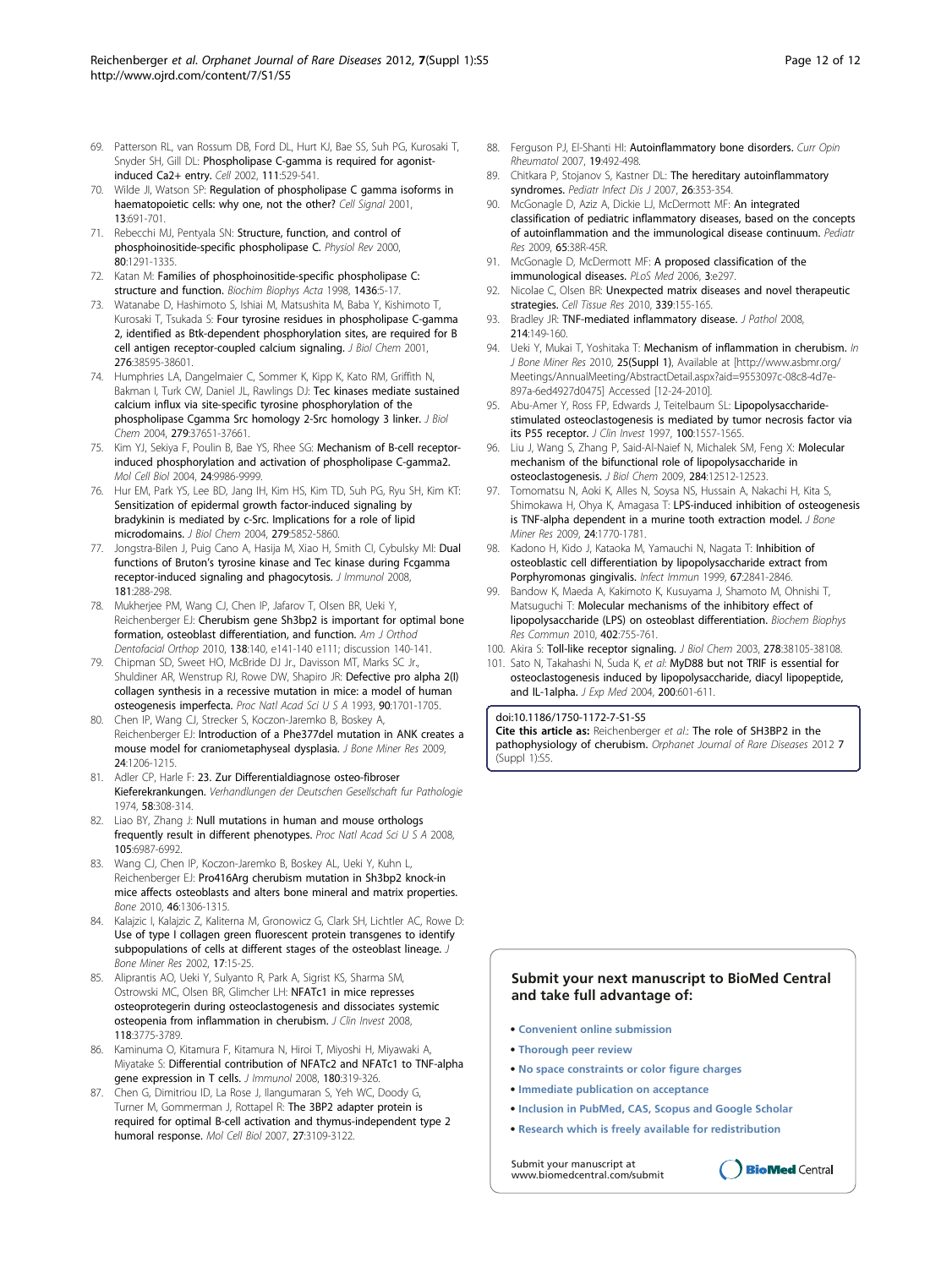69. Patterson RL, van Rossum DB, Ford DL, Hurt KJ, Bae SS, Suh PG, Kurosaki T, Snyder SH, Gill DL: **Phospholipase C-gamma is required for agonist-induced Ca2+ entry.** *Cell* 2002, **111**:529-541.
70. Wilde JI, Watson SP: **Regulation of phospholipase C gamma isoforms in haematopoietic cells: why one, not the other?** *Cell Signal* 2001, **13**:691-701.
71. Rebecchi MJ, Pentyala SN: **Structure, function, and control of phosphoinositide-specific phospholipase C.** *Physiol Rev* 2000, **80**:1291-1335.
72. Katan M: **Families of phosphoinositide-specific phospholipase C: structure and function.** *Biochim Biophys Acta* 1998, **1436**:5-17.
73. Watanabe D, Hashimoto S, Ishiai M, Matsushita M, Baba Y, Kishimoto T, Kurosaki T, Tsukada S: **Four tyrosine residues in phospholipase C-gamma 2, identified as Btk-dependent phosphorylation sites, are required for B cell antigen receptor-coupled calcium signaling.** *J Biol Chem* 2001, **276**:38595-38601.
74. Humphries LA, Dangelmaier C, Sommer K, Kipp K, Kato RM, Griffith N, Bakman I, Turk CW, Daniel JL, Rawlings DJ: **Tec kinases mediate sustained calcium influx via site-specific tyrosine phosphorylation of the phospholipase Cgamma Src homology 2-Src homology 3 linker.** *J Biol Chem* 2004, **279**:37651-37661.
75. Kim YJ, Sekiya F, Poulin B, Bae YS, Rhee SG: **Mechanism of B-cell receptor-induced phosphorylation and activation of phospholipase C-gamma2.** *Mol Cell Biol* 2004, **24**:9986-9999.
76. Hur EM, Park YS, Lee BD, Jang IH, Kim HS, Kim TD, Suh PG, Ryu SH, Kim KT: **Sensitization of epidermal growth factor-induced signaling by bradykinin is mediated by c-Src. Implications for a role of lipid microdomains.** *J Biol Chem* 2004, **279**:5852-5860.
77. Jongstra-Bilen J, Puig Cano A, Hasija M, Xiao H, Smith CI, Cybulsky MI: **Dual functions of Bruton's tyrosine kinase and Tec kinase during Fcgamma receptor-induced signaling and phagocytosis.** *J Immunol* 2008, **181**:288-298.
78. Mukherjee PM, Wang CJ, Chen IP, Jafarov T, Olsen BR, Ueki Y, Reichenberger EJ: **Cherubism gene Sh3bp2 is important for optimal bone formation, osteoblast differentiation, and function.** *Am J Orthod Dentofacial Orthop* 2010, **138**:140, e141-140 e111; discussion 140-141.
79. Chipman SD, Sweet HO, McBride DJ Jr., Davisson MT, Marks SC Jr., Shuldiner AR, Wenstrup RJ, Rowe DW, Shapiro JR: **Defective pro alpha 2(I) collagen synthesis in a recessive mutation in mice: a model of human osteogenesis imperfecta.** *Proc Natl Acad Sci U S A* 1993, **90**:1701-1705.
80. Chen IP, Wang CJ, Strecker S, Koczon-Jaremko B, Boskey A, Reichenberger EJ: **Introduction of a Phe377del mutation in ANK creates a mouse model for craniometaphyseal dysplasia.** *J Bone Miner Res* 2009, **24**:1206-1215.
81. Adler CP, Harle F: **23. Zur Differentialdiagnose osteo-fibroser Kieferekrankungen.** *Verhandlungen der Deutschen Gesellschaft fur Pathologie* 1974, **58**:308-314.
82. Liao BY, Zhang J: **Null mutations in human and mouse orthologs frequently result in different phenotypes.** *Proc Natl Acad Sci U S A* 2008, **105**:6987-6992.
83. Wang CJ, Chen IP, Koczon-Jaremko B, Boskey AL, Ueki Y, Kuhn L, Reichenberger EJ: **Pro416Arg cherubism mutation in Sh3bp2 knock-in mice affects osteoblasts and alters bone mineral and matrix properties.** *Bone* 2010, **46**:1306-1315.
84. Kalajzic I, Kalajzic Z, Kaliterna M, Gronowicz G, Clark SH, Lichtler AC, Rowe D: **Use of type I collagen green fluorescent protein transgenes to identify subpopulations of cells at different stages of the osteoblast lineage.** *J Bone Miner Res* 2002, **17**:15-25.
85. Aliprantis AO, Ueki Y, Sulyanto R, Park A, Sigrist KS, Sharma SM, Ostrowski MC, Olsen BR, Glimcher LH: **NFATc1 in mice represses osteoprotegerin during osteoclastogenesis and dissociates systemic osteopenia from inflammation in cherubism.** *J Clin Invest* 2008, **118**:3775-3789.
86. Kaminuma O, Kitamura F, Kitamura N, Hiroi T, Miyoshi H, Miyawaki A, Miyatake S: **Differential contribution of NFATc2 and NFATc1 to TNF-alpha gene expression in T cells.** *J Immunol* 2008, **180**:319-326.
87. Chen G, Dimitriou ID, La Rose J, Ilangumaran S, Yeh WC, Doody G, Turner M, Gommerman J, Rottapel R: **The 3BP2 adapter protein is required for optimal B-cell activation and thymus-independent type 2 humoral response.** *Mol Cell Biol* 2007, **27**:3109-3122.
88. Ferguson PJ, El-Shanti HI: **Autoinflammatory bone disorders.** *Curr Opin Rheumatol* 2007, **19**:492-498.
89. Chitkara P, Stojanov S, Kastner DL: **The hereditary autoinflammatory syndromes.** *Pediatr Infect Dis J* 2007, **26**:353-354.
90. McGonagle D, Aziz A, Dickie LJ, McDermott MF: **An integrated classification of pediatric inflammatory diseases, based on the concepts of autoinflammation and the immunological disease continuum.** *Pediatr Res* 2009, **65**:38R-45R.
91. McGonagle D, McDermott MF: **A proposed classification of the immunological diseases.** *PLoS Med* 2006, **3**:e297.
92. Nicolae C, Olsen BR: **Unexpected matrix diseases and novel therapeutic strategies.** *Cell Tissue Res* 2010, **339**:155-165.
93. Bradley JR: **TNF-mediated inflammatory disease.** *J Pathol* 2008, **214**:149-160.
94. Ueki Y, Mukai T, Yoshitaka T: **Mechanism of inflammation in cherubism.** *In J Bone Miner Res* 2010, **25(Suppl 1)**, Available at [http://www.asbmr.org/Meetings/AnnualMeeting/AbstractDetail.aspx?aid=9553097c-08c8-4d7e-897a-6ed4927d0475] Accessed [12-24-2010].
95. Abu-Amer Y, Ross FP, Edwards J, Teitelbaum SL: **Lipopolysaccharide-stimulated osteoclastogenesis is mediated by tumor necrosis factor via its P55 receptor.** *J Clin Invest* 1997, **100**:1557-1565.
96. Liu J, Wang S, Zhang P, Said-Al-Naief N, Michalek SM, Feng X: **Molecular mechanism of the bifunctional role of lipopolysaccharide in osteoclastogenesis.** *J Biol Chem* 2009, **284**:12512-12523.
97. Tomomatsu N, Aoki K, Alles N, Soysa NS, Hussain A, Nakachi H, Kita S, Shimokawa H, Ohya K, Amagasa T: **LPS-induced inhibition of osteogenesis is TNF-alpha dependent in a murine tooth extraction model.** *J Bone Miner Res* 2009, **24**:1770-1781.
98. Kadono H, Kido J, Kataoka M, Yamauchi N, Nagata T: **Inhibition of osteoblastic cell differentiation by lipopolysaccharide extract from Porphyromonas gingivalis.** *Infect Immun* 1999, **67**:2841-2846.
99. Bandow K, Maeda A, Kakimoto K, Kusuyama J, Shamoto M, Ohnishi T, Matsuguchi T: **Molecular mechanisms of the inhibitory effect of lipopolysaccharide (LPS) on osteoblast differentiation.** *Biochem Biophys Res Commun* 2010, **402**:755-761.
100. Akira S: **Toll-like receptor signaling.** *J Biol Chem* 2003, **278**:38105-38108.
101. Sato N, Takahashi N, Suda K, *et al*: **MyD88 but not TRIF is essential for osteoclastogenesis induced by lipopolysaccharide, diacyl lipopeptide, and IL-1alpha.** *J Exp Med* 2004, **200**:601-611.

doi:10.1186/1750-1172-7-S1-S5

**Cite this article as:** Reichenberger *et al.*: The role of SH3BP2 in the pathophysiology of cherubism. *Orphanet Journal of Rare Diseases* 2012 **7** (Suppl 1):S5.

**Submit your next manuscript to BioMed Central and take full advantage of:**

- Convenient online submission
- Thorough peer review
- No space constraints or color figure charges
- Immediate publication on acceptance
- Inclusion in PubMed, CAS, Scopus and Google Scholar
- Research which is freely available for redistribution

Submit your manuscript at www.biomedcentral.com/submit

BioMed Central